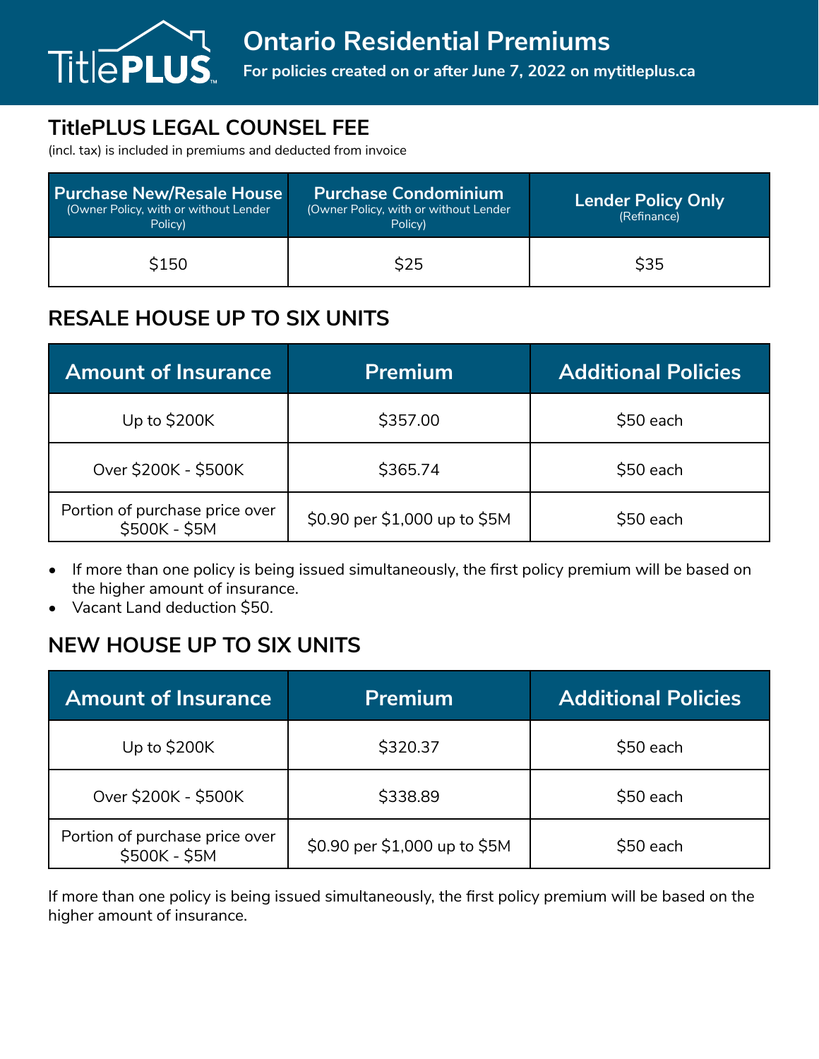TitlePLUS™

# Ontario Residential Premiums

**For policies created on or after June 7, 2022 on mytitleplus.ca**

## TitlePLUS LEGAL COUNSEL FEE

(incl. tax) is included in premiums and deducted from invoice

| Purchase New/Resale House (Owner Policy, with or without Lender Policy) | Purchase Condominium (Owner Policy, with or without Lender Policy) | Lender Policy Only (Refinance) |
|---|---|---|
| $150 | $25 | $35 |

## RESALE HOUSE UP TO SIX UNITS

| Amount of Insurance | Premium | Additional Policies |
|---|---|---|
| Up to $200K | $357.00 | $50 each |
| Over $200K - $500K | $365.74 | $50 each |
| Portion of purchase price over $500K - $5M | $0.90 per $1,000 up to $5M | $50 each |

- If more than one policy is being issued simultaneously, the first policy premium will be based on the higher amount of insurance.
- Vacant Land deduction $50.

## NEW HOUSE UP TO SIX UNITS

| Amount of Insurance | Premium | Additional Policies |
|---|---|---|
| Up to $200K | $320.37 | $50 each |
| Over $200K - $500K | $338.89 | $50 each |
| Portion of purchase price over $500K - $5M | $0.90 per $1,000 up to $5M | $50 each |

If more than one policy is being issued simultaneously, the first policy premium will be based on the higher amount of insurance.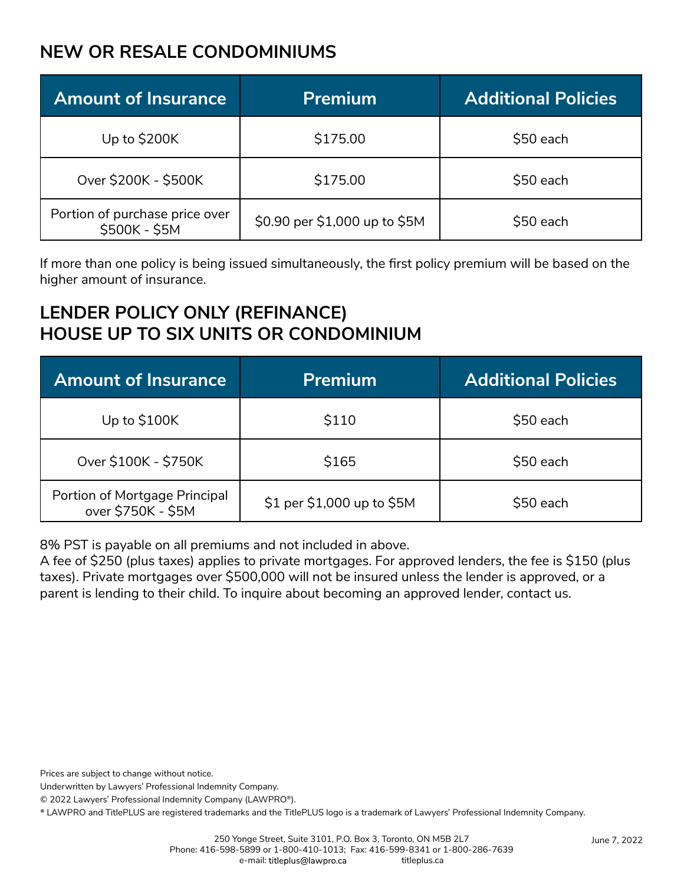## NEW OR RESALE CONDOMINIUMS

| Amount of Insurance | Premium | Additional Policies |
| --- | --- | --- |
| Up to $200K | $175.00 | $50 each |
| Over $200K - $500K | $175.00 | $50 each |
| Portion of purchase price over $500K - $5M | $0.90 per $1,000 up to $5M | $50 each |

If more than one policy is being issued simultaneously, the first policy premium will be based on the higher amount of insurance.

## LENDER POLICY ONLY (REFINANCE) HOUSE UP TO SIX UNITS OR CONDOMINIUM

| Amount of Insurance | Premium | Additional Policies |
| --- | --- | --- |
| Up to $100K | $110 | $50 each |
| Over $100K - $750K | $165 | $50 each |
| Portion of Mortgage Principal over $750K - $5M | $1 per $1,000 up to $5M | $50 each |

8% PST is payable on all premiums and not included in above.
A fee of $250 (plus taxes) applies to private mortgages. For approved lenders, the fee is $150 (plus taxes). Private mortgages over $500,000 will not be insured unless the lender is approved, or a parent is lending to their child. To inquire about becoming an approved lender, contact us.

Prices are subject to change without notice.

Underwritten by Lawyers' Professional Indemnity Company.

© 2022 Lawyers' Professional Indemnity Company (LAWPRO®).

® LAWPRO and TitlePLUS are registered trademarks and the TitlePLUS logo is a trademark of Lawyers' Professional Indemnity Company.

250 Yonge Street, Suite 3101, P.O. Box 3, Toronto, ON M5B 2L7
Phone: 416-598-5899 or 1-800-410-1013; Fax: 416-599-8341 or 1-800-286-7639
e-mail: titleplus@lawpro.ca titleplus.ca

June 7, 2022